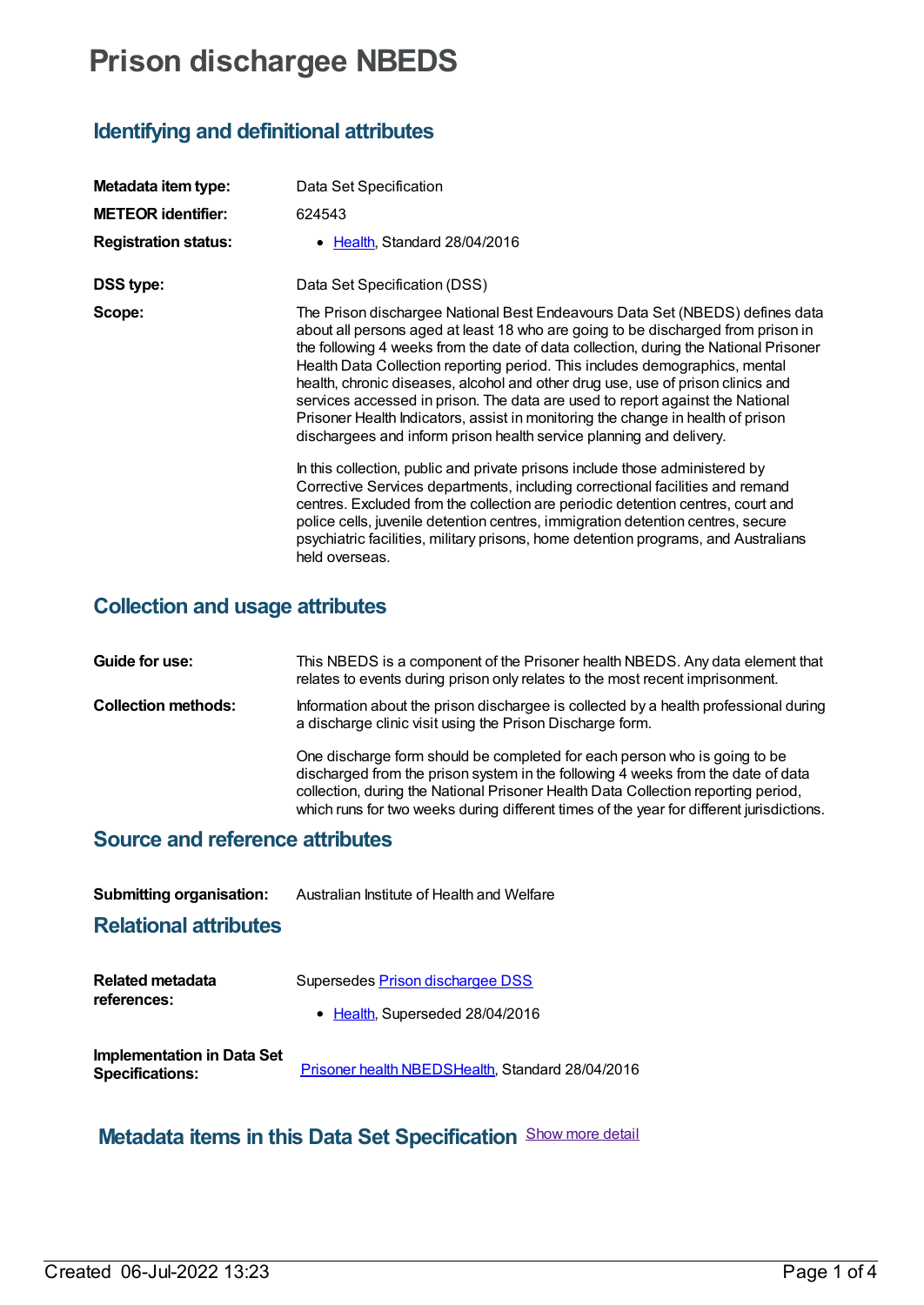# Prison dischargee NBEDS

## Identifying and definitional attributes

| | |
|---|---|
| **Metadata item type:** | Data Set Specification |
| **METEOR identifier:** | 624543 |
| **Registration status:** | • Health, Standard 28/04/2016 |
| **DSS type:** | Data Set Specification (DSS) |
| **Scope:** | The Prison dischargee National Best Endeavours Data Set (NBEDS) defines data about all persons aged at least 18 who are going to be discharged from prison in the following 4 weeks from the date of data collection, during the National Prisoner Health Data Collection reporting period. This includes demographics, mental health, chronic diseases, alcohol and other drug use, use of prison clinics and services accessed in prison. The data are used to report against the National Prisoner Health Indicators, assist in monitoring the change in health of prison dischargees and inform prison health service planning and delivery.<br><br>In this collection, public and private prisons include those administered by Corrective Services departments, including correctional facilities and remand centres. Excluded from the collection are periodic detention centres, court and police cells, juvenile detention centres, immigration detention centres, secure psychiatric facilities, military prisons, home detention programs, and Australians held overseas. |

## Collection and usage attributes

| | |
|---|---|
| **Guide for use:** | This NBEDS is a component of the Prisoner health NBEDS. Any data element that relates to events during prison only relates to the most recent imprisonment. |
| **Collection methods:** | Information about the prison dischargee is collected by a health professional during a discharge clinic visit using the Prison Discharge form.<br><br>One discharge form should be completed for each person who is going to be discharged from the prison system in the following 4 weeks from the date of data collection, during the National Prisoner Health Data Collection reporting period, which runs for two weeks during different times of the year for different jurisdictions. |

## Source and reference attributes

| | |
|---|---|
| **Submitting organisation:** | Australian Institute of Health and Welfare |

## Relational attributes

| | |
|---|---|
| **Related metadata references:** | Supersedes Prison dischargee DSS<br>• Health, Superseded 28/04/2016 |
| **Implementation in Data Set Specifications:** | Prisoner health NBEDSHealth, Standard 28/04/2016 |

## Metadata items in this Data Set Specification

Show more detail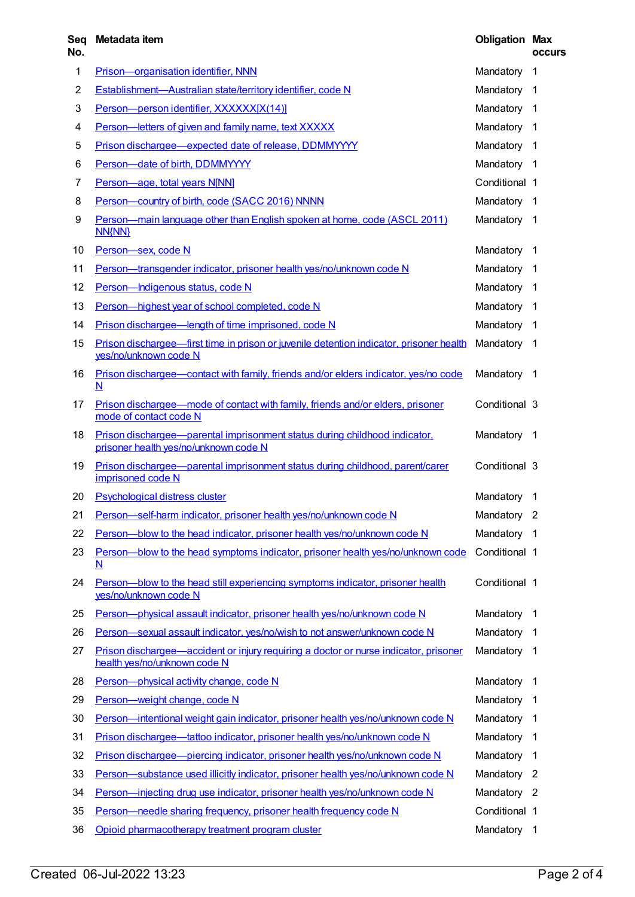| Seq No. | Metadata item | Obligation | Max occurs |
|---|---|---|---|
| 1 | Prison—organisation identifier, NNN | Mandatory | 1 |
| 2 | Establishment—Australian state/territory identifier, code N | Mandatory | 1 |
| 3 | Person—person identifier, XXXXXX[X(14)] | Mandatory | 1 |
| 4 | Person—letters of given and family name, text XXXXX | Mandatory | 1 |
| 5 | Prison dischargee—expected date of release, DDMMYYYY | Mandatory | 1 |
| 6 | Person—date of birth, DDMMYYYY | Mandatory | 1 |
| 7 | Person—age, total years N[NN] | Conditional | 1 |
| 8 | Person—country of birth, code (SACC 2016) NNNN | Mandatory | 1 |
| 9 | Person—main language other than English spoken at home, code (ASCL 2011) NN{NN} | Mandatory | 1 |
| 10 | Person—sex, code N | Mandatory | 1 |
| 11 | Person—transgender indicator, prisoner health yes/no/unknown code N | Mandatory | 1 |
| 12 | Person—Indigenous status, code N | Mandatory | 1 |
| 13 | Person—highest year of school completed, code N | Mandatory | 1 |
| 14 | Prison dischargee—length of time imprisoned, code N | Mandatory | 1 |
| 15 | Prison dischargee—first time in prison or juvenile detention indicator, prisoner health yes/no/unknown code N | Mandatory | 1 |
| 16 | Prison dischargee—contact with family, friends and/or elders indicator, yes/no code N | Mandatory | 1 |
| 17 | Prison dischargee—mode of contact with family, friends and/or elders, prisoner mode of contact code N | Conditional | 3 |
| 18 | Prison dischargee—parental imprisonment status during childhood indicator, prisoner health yes/no/unknown code N | Mandatory | 1 |
| 19 | Prison dischargee—parental imprisonment status during childhood, parent/carer imprisoned code N | Conditional | 3 |
| 20 | Psychological distress cluster | Mandatory | 1 |
| 21 | Person—self-harm indicator, prisoner health yes/no/unknown code N | Mandatory | 2 |
| 22 | Person—blow to the head indicator, prisoner health yes/no/unknown code N | Mandatory | 1 |
| 23 | Person—blow to the head symptoms indicator, prisoner health yes/no/unknown code N | Conditional | 1 |
| 24 | Person—blow to the head still experiencing symptoms indicator, prisoner health yes/no/unknown code N | Conditional | 1 |
| 25 | Person—physical assault indicator, prisoner health yes/no/unknown code N | Mandatory | 1 |
| 26 | Person—sexual assault indicator, yes/no/wish to not answer/unknown code N | Mandatory | 1 |
| 27 | Prison dischargee—accident or injury requiring a doctor or nurse indicator, prisoner health yes/no/unknown code N | Mandatory | 1 |
| 28 | Person—physical activity change, code N | Mandatory | 1 |
| 29 | Person—weight change, code N | Mandatory | 1 |
| 30 | Person—intentional weight gain indicator, prisoner health yes/no/unknown code N | Mandatory | 1 |
| 31 | Prison dischargee—tattoo indicator, prisoner health yes/no/unknown code N | Mandatory | 1 |
| 32 | Prison dischargee—piercing indicator, prisoner health yes/no/unknown code N | Mandatory | 1 |
| 33 | Person—substance used illicitly indicator, prisoner health yes/no/unknown code N | Mandatory | 2 |
| 34 | Person—injecting drug use indicator, prisoner health yes/no/unknown code N | Mandatory | 2 |
| 35 | Person—needle sharing frequency, prisoner health frequency code N | Conditional | 1 |
| 36 | Opioid pharmacotherapy treatment program cluster | Mandatory | 1 |

Created 06-Jul-2022 13:23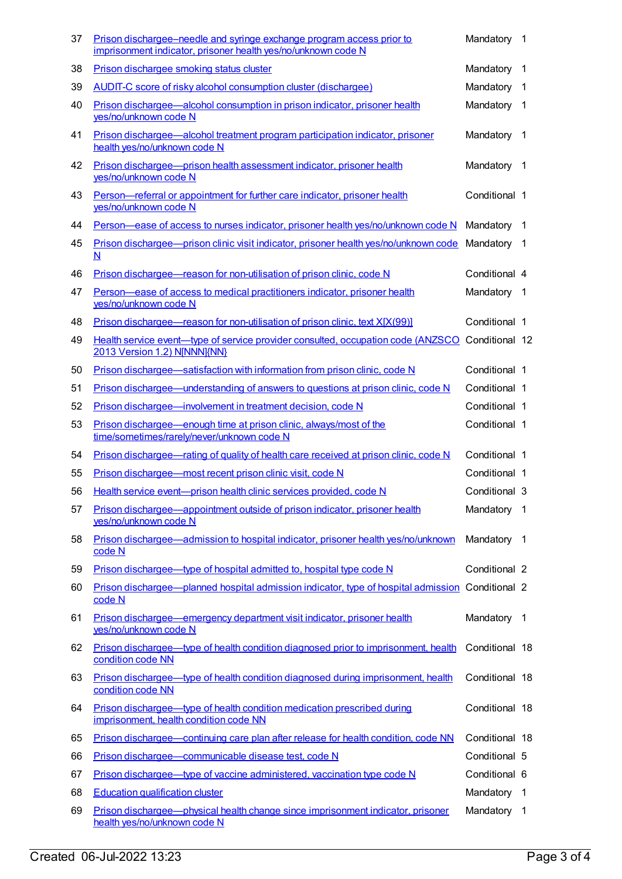| | | | |
|---|---|---|---|
| 37 | Prison discharge–needle and syringe exchange program access prior to imprisonment indicator, prisoner health yes/no/unknown code N | Mandatory | 1 |
| 38 | Prison discharge smoking status cluster | Mandatory | 1 |
| 39 | AUDIT-C score of risky alcohol consumption cluster (dischargee) | Mandatory | 1 |
| 40 | Prison discharge—alcohol consumption in prison indicator, prisoner health yes/no/unknown code N | Mandatory | 1 |
| 41 | Prison discharge—alcohol treatment program participation indicator, prisoner health yes/no/unknown code N | Mandatory | 1 |
| 42 | Prison discharge—prison health assessment indicator, prisoner health yes/no/unknown code N | Mandatory | 1 |
| 43 | Person—referral or appointment for further care indicator, prisoner health yes/no/unknown code N | Conditional | 1 |
| 44 | Person—ease of access to nurses indicator, prisoner health yes/no/unknown code N | Mandatory | 1 |
| 45 | Prison discharge—prison clinic visit indicator, prisoner health yes/no/unknown code N | Mandatory | 1 |
| 46 | Prison discharge—reason for non-utilisation of prison clinic, code N | Conditional | 4 |
| 47 | Person—ease of access to medical practitioners indicator, prisoner health yes/no/unknown code N | Mandatory | 1 |
| 48 | Prison discharge—reason for non-utilisation of prison clinic, text X[X(99)] | Conditional | 1 |
| 49 | Health service event—type of service provider consulted, occupation code (ANZSCO 2013 Version 1.2) N[NNN]{NN} | Conditional | 12 |
| 50 | Prison discharge—satisfaction with information from prison clinic, code N | Conditional | 1 |
| 51 | Prison discharge—understanding of answers to questions at prison clinic, code N | Conditional | 1 |
| 52 | Prison discharge—involvement in treatment decision, code N | Conditional | 1 |
| 53 | Prison discharge—enough time at prison clinic, always/most of the time/sometimes/rarely/never/unknown code N | Conditional | 1 |
| 54 | Prison discharge—rating of quality of health care received at prison clinic, code N | Conditional | 1 |
| 55 | Prison discharge—most recent prison clinic visit, code N | Conditional | 1 |
| 56 | Health service event—prison health clinic services provided, code N | Conditional | 3 |
| 57 | Prison discharge—appointment outside of prison indicator, prisoner health yes/no/unknown code N | Mandatory | 1 |
| 58 | Prison discharge—admission to hospital indicator, prisoner health yes/no/unknown code N | Mandatory | 1 |
| 59 | Prison discharge—type of hospital admitted to, hospital type code N | Conditional | 2 |
| 60 | Prison discharge—planned hospital admission indicator, type of hospital admission code N | Conditional | 2 |
| 61 | Prison discharge—emergency department visit indicator, prisoner health yes/no/unknown code N | Mandatory | 1 |
| 62 | Prison discharge—type of health condition diagnosed prior to imprisonment, health condition code NN | Conditional | 18 |
| 63 | Prison discharge—type of health condition diagnosed during imprisonment, health condition code NN | Conditional | 18 |
| 64 | Prison discharge—type of health condition medication prescribed during imprisonment, health condition code NN | Conditional | 18 |
| 65 | Prison discharge—continuing care plan after release for health condition, code NN | Conditional | 18 |
| 66 | Prison discharge—communicable disease test, code N | Conditional | 5 |
| 67 | Prison discharge—type of vaccine administered, vaccination type code N | Conditional | 6 |
| 68 | Education qualification cluster | Mandatory | 1 |
| 69 | Prison discharge—physical health change since imprisonment indicator, prisoner health yes/no/unknown code N | Mandatory | 1 |

Created 06-Jul-2022 13:23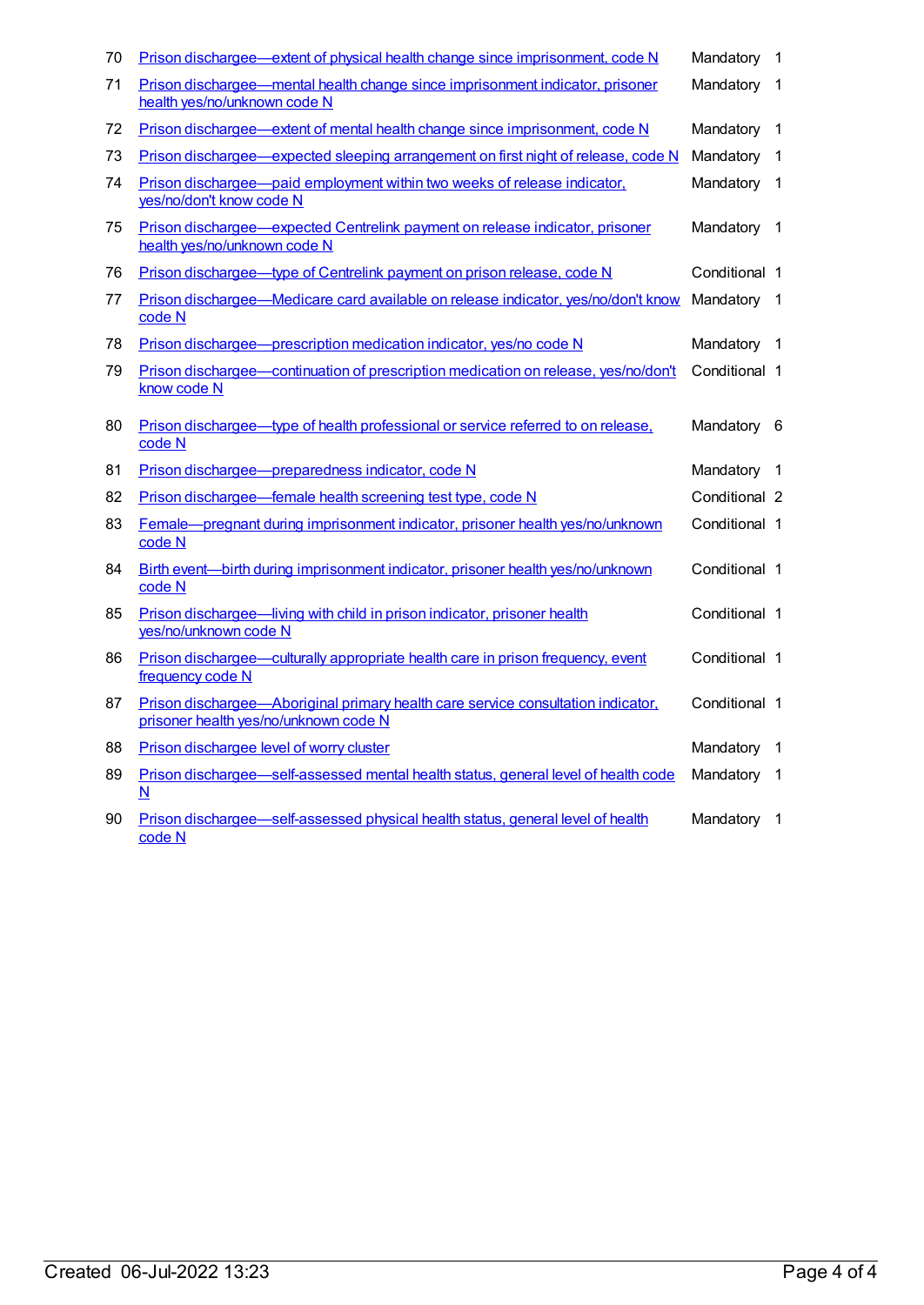| | | | |
|---|---|---|---|
| 70 | Prison dischargee—extent of physical health change since imprisonment, code N | Mandatory | 1 |
| 71 | Prison dischargee—mental health change since imprisonment indicator, prisoner health yes/no/unknown code N | Mandatory | 1 |
| 72 | Prison dischargee—extent of mental health change since imprisonment, code N | Mandatory | 1 |
| 73 | Prison dischargee—expected sleeping arrangement on first night of release, code N | Mandatory | 1 |
| 74 | Prison dischargee—paid employment within two weeks of release indicator, yes/no/don't know code N | Mandatory | 1 |
| 75 | Prison dischargee—expected Centrelink payment on release indicator, prisoner health yes/no/unknown code N | Mandatory | 1 |
| 76 | Prison dischargee—type of Centrelink payment on prison release, code N | Conditional | 1 |
| 77 | Prison dischargee—Medicare card available on release indicator, yes/no/don't know code N | Mandatory | 1 |
| 78 | Prison dischargee—prescription medication indicator, yes/no code N | Mandatory | 1 |
| 79 | Prison dischargee—continuation of prescription medication on release, yes/no/don't know code N | Conditional | 1 |
| 80 | Prison dischargee—type of health professional or service referred to on release, code N | Mandatory | 6 |
| 81 | Prison dischargee—preparedness indicator, code N | Mandatory | 1 |
| 82 | Prison dischargee—female health screening test type, code N | Conditional | 2 |
| 83 | Female—pregnant during imprisonment indicator, prisoner health yes/no/unknown code N | Conditional | 1 |
| 84 | Birth event—birth during imprisonment indicator, prisoner health yes/no/unknown code N | Conditional | 1 |
| 85 | Prison dischargee—living with child in prison indicator, prisoner health yes/no/unknown code N | Conditional | 1 |
| 86 | Prison dischargee—culturally appropriate health care in prison frequency, event frequency code N | Conditional | 1 |
| 87 | Prison dischargee—Aboriginal primary health care service consultation indicator, prisoner health yes/no/unknown code N | Conditional | 1 |
| 88 | Prison dischargee level of worry cluster | Mandatory | 1 |
| 89 | Prison dischargee—self-assessed mental health status, general level of health code N | Mandatory | 1 |
| 90 | Prison dischargee—self-assessed physical health status, general level of health code N | Mandatory | 1 |

Created 06-Jul-2022 13:23